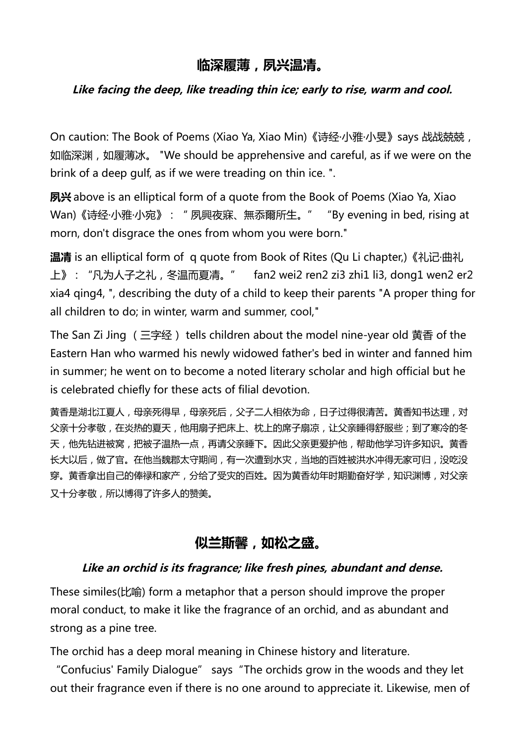## 临深履薄，夙兴温凊。

***Like facing the deep, like treading thin ice; early to rise, warm and cool.***

On caution: The Book of Poems (Xiao Ya, Xiao Min)《诗经·小雅·小旻》says 战战兢兢，如临深渊，如履薄冰。 "We should be apprehensive and careful, as if we were on the brink of a deep gulf, as if we were treading on thin ice. ".

**夙兴** above is an elliptical form of a quote from the Book of Poems (Xiao Ya, Xiao Wan)《诗经·小雅·小宛》：“夙興夜寐、無忝爾所生。” “By evening in bed, rising at morn, don't disgrace the ones from whom you were born."

**温凊** is an elliptical form of q quote from Book of Rites (Qu Li chapter,)《礼记·曲礼上》：“凡为人子之礼，冬温而夏凊。” fan2 wei2 ren2 zi3 zhi1 li3, dong1 wen2 er2 xia4 qing4, ", describing the duty of a child to keep their parents "A proper thing for all children to do; in winter, warm and summer, cool,"

The San Zi Jing （三字经） tells children about the model nine-year old 黄香 of the Eastern Han who warmed his newly widowed father's bed in winter and fanned him in summer; he went on to become a noted literary scholar and high official but he is celebrated chiefly for these acts of filial devotion.

黄香是湖北江夏人，母亲死得早，母亲死后，父子二人相依为命，日子过得很清苦。黄香知书达理，对父亲十分孝敬，在炎热的夏天，他用扇子把床上、枕上的席子扇凉，让父亲睡得舒服些；到了寒冷的冬天，他先钻进被窝，把被子温热一点，再请父亲睡下。因此父亲更爱护他，帮助他学习许多知识。黄香长大以后，做了官。在他当魏郡太守期间，有一次遭到水灾，当地的百姓被洪水冲得无家可归，没吃没穿。黄香拿出自己的俸禄和家产，分给了受灾的百姓。因为黄香幼年时期勤奋好学，知识渊博，对父亲又十分孝敬，所以博得了许多人的赞美。

## 似兰斯馨，如松之盛。

***Like an orchid is its fragrance; like fresh pines, abundant and dense.***

These similes(比喻) form a metaphor that a person should improve the proper moral conduct, to make it like the fragrance of an orchid, and as abundant and strong as a pine tree.

The orchid has a deep moral meaning in Chinese history and literature. “Confucius' Family Dialogue” says “The orchids grow in the woods and they let out their fragrance even if there is no one around to appreciate it. Likewise, men of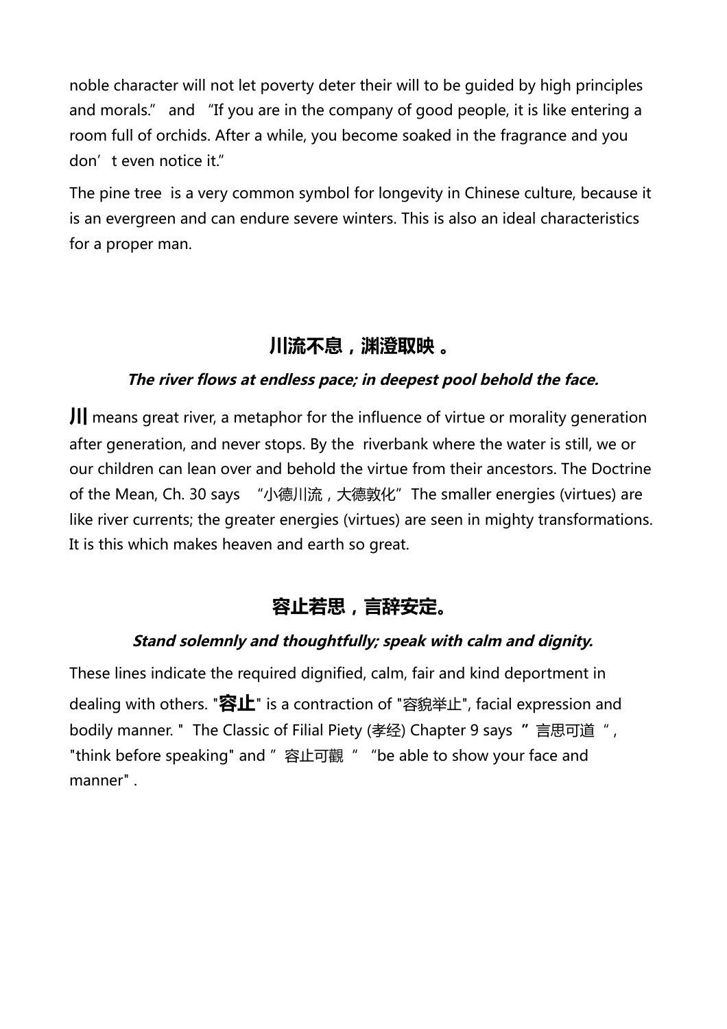noble character will not let poverty deter their will to be guided by high principles and morals." and "If you are in the company of good people, it is like entering a room full of orchids. After a while, you become soaked in the fragrance and you don't even notice it."

The pine tree is a very common symbol for longevity in Chinese culture, because it is an evergreen and can endure severe winters. This is also an ideal characteristics for a proper man.

## 川流不息，渊澄取映 。

***The river flows at endless pace; in deepest pool behold the face.***

**川** means great river, a metaphor for the influence of virtue or morality generation after generation, and never stops. By the riverbank where the water is still, we or our children can lean over and behold the virtue from their ancestors. The Doctrine of the Mean, Ch. 30 says "小德川流，大德敦化" The smaller energies (virtues) are like river currents; the greater energies (virtues) are seen in mighty transformations. It is this which makes heaven and earth so great.

## 容止若思，言辞安定。

***Stand solemnly and thoughtfully; speak with calm and dignity.***

These lines indicate the required dignified, calm, fair and kind deportment in dealing with others. "**容止**" is a contraction of "容貌举止", facial expression and bodily manner. " The Classic of Filial Piety (孝经) Chapter 9 says "言思可道", "think before speaking" and "容止可觀" "be able to show your face and manner".